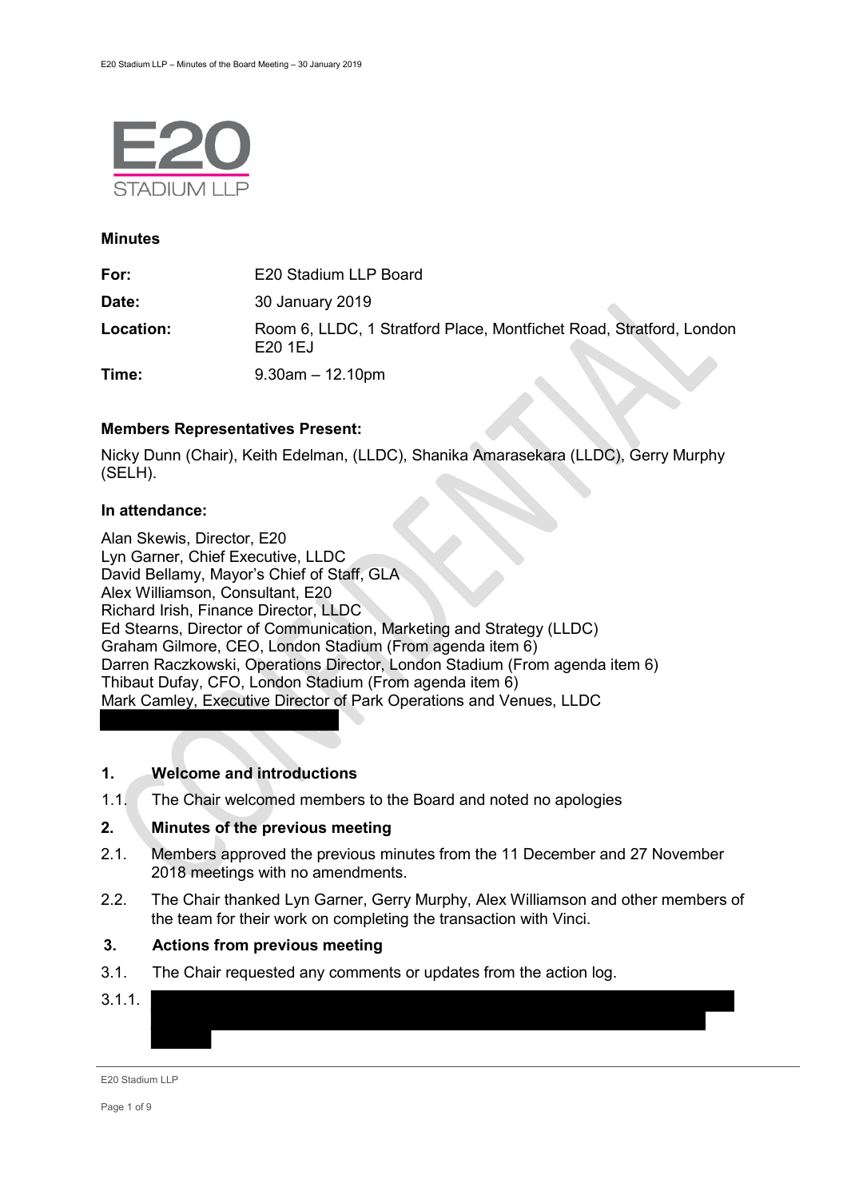**Minutes**

| | |
|---|---|
| **For:** | E20 Stadium LLP Board |
| **Date:** | 30 January 2019 |
| **Location:** | Room 6, LLDC, 1 Stratford Place, Montfichet Road, Stratford, London E20 1EJ |
| **Time:** | 9.30am – 12.10pm |

**Members Representatives Present:**

Nicky Dunn (Chair), Keith Edelman, (LLDC), Shanika Amarasekara (LLDC), Gerry Murphy (SELH).

**In attendance:**

Alan Skewis, Director, E20
Lyn Garner, Chief Executive, LLDC
David Bellamy, Mayor's Chief of Staff, GLA
Alex Williamson, Consultant, E20
Richard Irish, Finance Director, LLDC
Ed Stearns, Director of Communication, Marketing and Strategy (LLDC)
Graham Gilmore, CEO, London Stadium (From agenda item 6)
Darren Raczkowski, Operations Director, London Stadium (From agenda item 6)
Thibaut Dufay, CFO, London Stadium (From agenda item 6)
Mark Camley, Executive Director of Park Operations and Venues, LLDC

## 1. Welcome and introductions

1.1. The Chair welcomed members to the Board and noted no apologies

## 2. Minutes of the previous meeting

2.1. Members approved the previous minutes from the 11 December and 27 November 2018 meetings with no amendments.

2.2. The Chair thanked Lyn Garner, Gerry Murphy, Alex Williamson and other members of the team for their work on completing the transaction with Vinci.

## 3. Actions from previous meeting

3.1. The Chair requested any comments or updates from the action log.

3.1.1.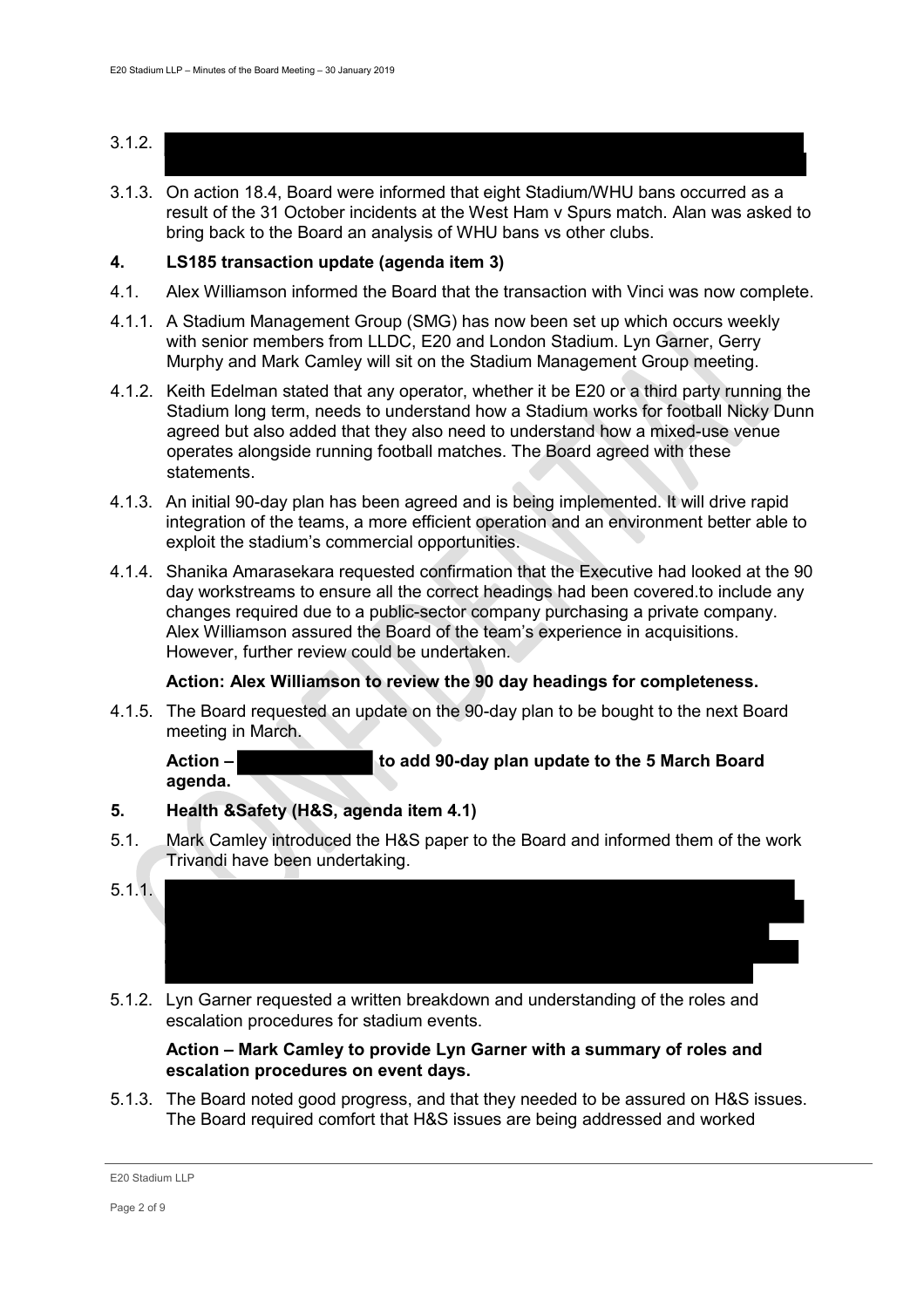3.1.2. ████████████████████████████████████████████████████████████████

3.1.3. On action 18.4, Board were informed that eight Stadium/WHU bans occurred as a result of the 31 October incidents at the West Ham v Spurs match. Alan was asked to bring back to the Board an analysis of WHU bans vs other clubs.

## 4. LS185 transaction update (agenda item 3)

4.1. Alex Williamson informed the Board that the transaction with Vinci was now complete.

4.1.1. A Stadium Management Group (SMG) has now been set up which occurs weekly with senior members from LLDC, E20 and London Stadium. Lyn Garner, Gerry Murphy and Mark Camley will sit on the Stadium Management Group meeting.

4.1.2. Keith Edelman stated that any operator, whether it be E20 or a third party running the Stadium long term, needs to understand how a Stadium works for football Nicky Dunn agreed but also added that they also need to understand how a mixed-use venue operates alongside running football matches. The Board agreed with these statements.

4.1.3. An initial 90-day plan has been agreed and is being implemented. It will drive rapid integration of the teams, a more efficient operation and an environment better able to exploit the stadium's commercial opportunities.

4.1.4. Shanika Amarasekara requested confirmation that the Executive had looked at the 90 day workstreams to ensure all the correct headings had been covered.to include any changes required due to a public-sector company purchasing a private company. Alex Williamson assured the Board of the team's experience in acquisitions. However, further review could be undertaken.

**Action: Alex Williamson to review the 90 day headings for completeness.**

4.1.5. The Board requested an update on the 90-day plan to be bought to the next Board meeting in March.

**Action – ██████████ to add 90-day plan update to the 5 March Board agenda.**

## 5. Health &Safety (H&S, agenda item 4.1)

5.1. Mark Camley introduced the H&S paper to the Board and informed them of the work Trivandi have been undertaking.

5.1.1. ████████████████████████████████████████████████████████████████

5.1.2. Lyn Garner requested a written breakdown and understanding of the roles and escalation procedures for stadium events.

**Action – Mark Camley to provide Lyn Garner with a summary of roles and escalation procedures on event days.**

5.1.3. The Board noted good progress, and that they needed to be assured on H&S issues. The Board required comfort that H&S issues are being addressed and worked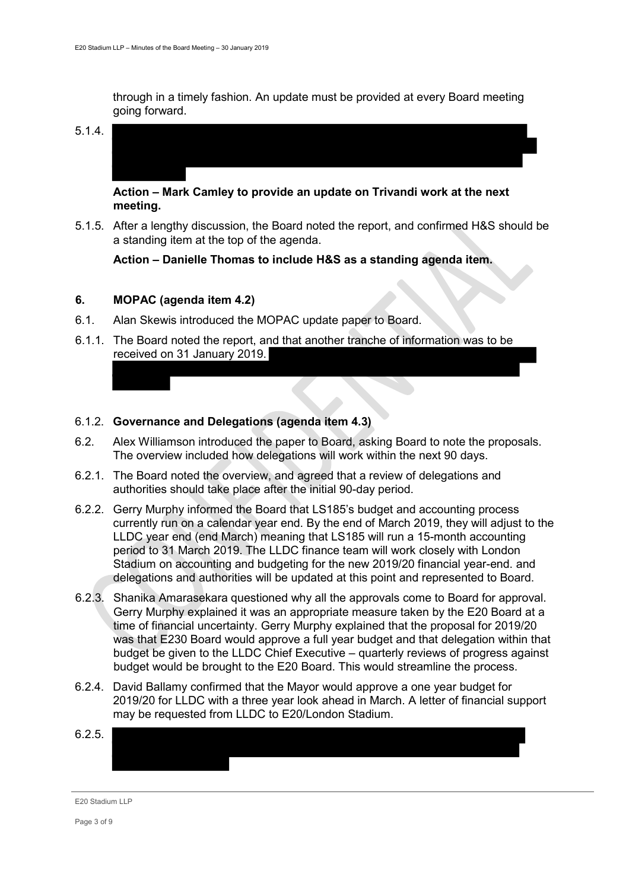through in a timely fashion. An update must be provided at every Board meeting going forward.

5.1.4.

**Action – Mark Camley to provide an update on Trivandi work at the next meeting.**

5.1.5. After a lengthy discussion, the Board noted the report, and confirmed H&S should be a standing item at the top of the agenda.

**Action – Danielle Thomas to include H&S as a standing agenda item.**

## 6. MOPAC (agenda item 4.2)

6.1. Alan Skewis introduced the MOPAC update paper to Board.

6.1.1. The Board noted the report, and that another tranche of information was to be received on 31 January 2019.

6.1.2. **Governance and Delegations (agenda item 4.3)**

6.2. Alex Williamson introduced the paper to Board, asking Board to note the proposals. The overview included how delegations will work within the next 90 days.

6.2.1. The Board noted the overview, and agreed that a review of delegations and authorities should take place after the initial 90-day period.

6.2.2. Gerry Murphy informed the Board that LS185's budget and accounting process currently run on a calendar year end. By the end of March 2019, they will adjust to the LLDC year end (end March) meaning that LS185 will run a 15-month accounting period to 31 March 2019. The LLDC finance team will work closely with London Stadium on accounting and budgeting for the new 2019/20 financial year-end. and delegations and authorities will be updated at this point and represented to Board.

6.2.3. Shanika Amarasekara questioned why all the approvals come to Board for approval. Gerry Murphy explained it was an appropriate measure taken by the E20 Board at a time of financial uncertainty. Gerry Murphy explained that the proposal for 2019/20 was that E230 Board would approve a full year budget and that delegation within that budget be given to the LLDC Chief Executive – quarterly reviews of progress against budget would be brought to the E20 Board. This would streamline the process.

6.2.4. David Ballamy confirmed that the Mayor would approve a one year budget for 2019/20 for LLDC with a three year look ahead in March. A letter of financial support may be requested from LLDC to E20/London Stadium.

6.2.5.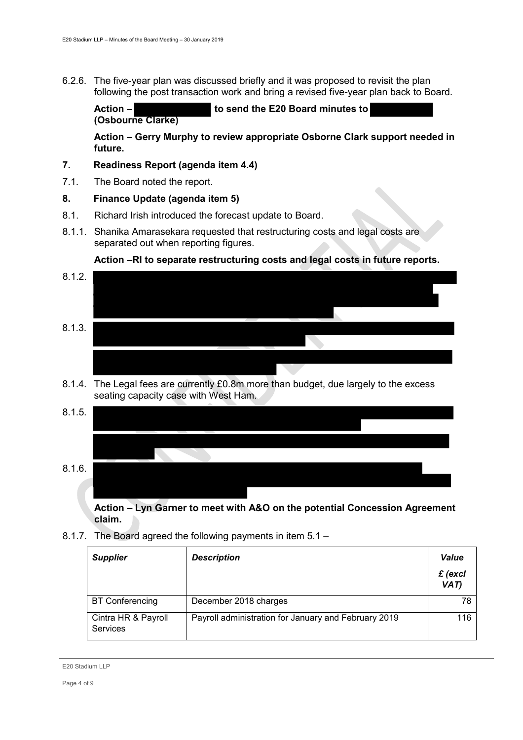6.2.6. The five-year plan was discussed briefly and it was proposed to revisit the plan following the post transaction work and bring a revised five-year plan back to Board.

**Action – [redacted] to send the E20 Board minutes to [redacted] (Osbourne Clarke)**

**Action – Gerry Murphy to review appropriate Osborne Clark support needed in future.**

## 7. Readiness Report (agenda item 4.4)

7.1. The Board noted the report.

## 8. Finance Update (agenda item 5)

8.1. Richard Irish introduced the forecast update to Board.

8.1.1. Shanika Amarasekara requested that restructuring costs and legal costs are separated out when reporting figures.

**Action –RI to separate restructuring costs and legal costs in future reports.**

8.1.2. [redacted]

8.1.3. [redacted]

8.1.4. The Legal fees are currently £0.8m more than budget, due largely to the excess seating capacity case with West Ham.

8.1.5. [redacted]

8.1.6. [redacted]

**Action – Lyn Garner to meet with A&O on the potential Concession Agreement claim.**

8.1.7. The Board agreed the following payments in item 5.1 –

| ***Supplier*** | ***Description*** | ***Value £ (excl VAT)*** |
|---|---|---|
| BT Conferencing | December 2018 charges | 78 |
| Cintra HR & Payroll Services | Payroll administration for January and February 2019 | 116 |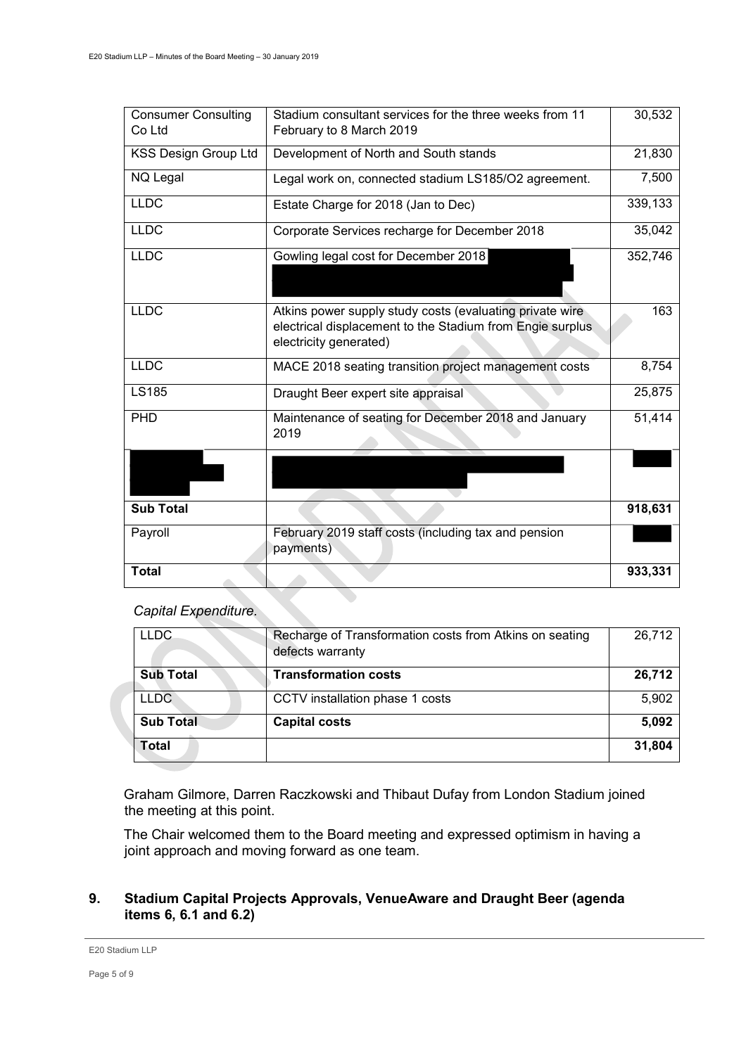| Consumer Consulting Co Ltd | Stadium consultant services for the three weeks from 11 February to 8 March 2019 | 30,532 |
|---|---|---|
| KSS Design Group Ltd | Development of North and South stands | 21,830 |
| NQ Legal | Legal work on, connected stadium LS185/O2 agreement. | 7,500 |
| LLDC | Estate Charge for 2018 (Jan to Dec) | 339,133 |
| LLDC | Corporate Services recharge for December 2018 | 35,042 |
| LLDC | Gowling legal cost for December 2018 | 352,746 |
| LLDC | Atkins power supply study costs (evaluating private wire electrical displacement to the Stadium from Engie surplus electricity generated) | 163 |
| LLDC | MACE 2018 seating transition project management costs | 8,754 |
| LS185 | Draught Beer expert site appraisal | 25,875 |
| PHD | Maintenance of seating for December 2018 and January 2019 | 51,414 |
| | | |
| **Sub Total** | | **918,631** |
| Payroll | February 2019 staff costs (including tax and pension payments) | |
| **Total** | | **933,331** |

*Capital Expenditure.*

| LLDC | Recharge of Transformation costs from Atkins on seating defects warranty | 26,712 |
|---|---|---|
| **Sub Total** | **Transformation costs** | **26,712** |
| LLDC | CCTV installation phase 1 costs | 5,902 |
| **Sub Total** | **Capital costs** | **5,092** |
| **Total** | | **31,804** |

Graham Gilmore, Darren Raczkowski and Thibaut Dufay from London Stadium joined the meeting at this point.

The Chair welcomed them to the Board meeting and expressed optimism in having a joint approach and moving forward as one team.

## 9. Stadium Capital Projects Approvals, VenueAware and Draught Beer (agenda items 6, 6.1 and 6.2)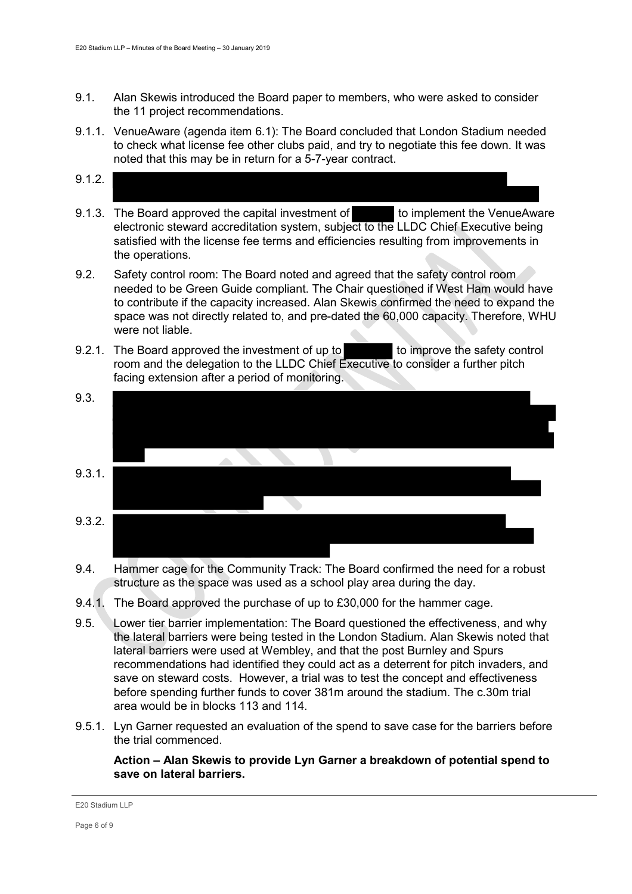9.1. Alan Skewis introduced the Board paper to members, who were asked to consider the 11 project recommendations.

9.1.1. VenueAware (agenda item 6.1): The Board concluded that London Stadium needed to check what license fee other clubs paid, and try to negotiate this fee down. It was noted that this may be in return for a 5-7-year contract.

9.1.2. [REDACTED]

9.1.3. The Board approved the capital investment of [REDACTED] to implement the VenueAware electronic steward accreditation system, subject to the LLDC Chief Executive being satisfied with the license fee terms and efficiencies resulting from improvements in the operations.

9.2. Safety control room: The Board noted and agreed that the safety control room needed to be Green Guide compliant. The Chair questioned if West Ham would have to contribute if the capacity increased. Alan Skewis confirmed the need to expand the space was not directly related to, and pre-dated the 60,000 capacity. Therefore, WHU were not liable.

9.2.1. The Board approved the investment of up to [REDACTED] to improve the safety control room and the delegation to the LLDC Chief Executive to consider a further pitch facing extension after a period of monitoring.

9.3. [REDACTED]

9.3.1. [REDACTED]

9.3.2. [REDACTED]

9.4. Hammer cage for the Community Track: The Board confirmed the need for a robust structure as the space was used as a school play area during the day.

9.4.1. The Board approved the purchase of up to £30,000 for the hammer cage.

9.5. Lower tier barrier implementation: The Board questioned the effectiveness, and why the lateral barriers were being tested in the London Stadium. Alan Skewis noted that lateral barriers were used at Wembley, and that the post Burnley and Spurs recommendations had identified they could act as a deterrent for pitch invaders, and save on steward costs. However, a trial was to test the concept and effectiveness before spending further funds to cover 381m around the stadium. The c.30m trial area would be in blocks 113 and 114.

9.5.1. Lyn Garner requested an evaluation of the spend to save case for the barriers before the trial commenced.

**Action – Alan Skewis to provide Lyn Garner a breakdown of potential spend to save on lateral barriers.**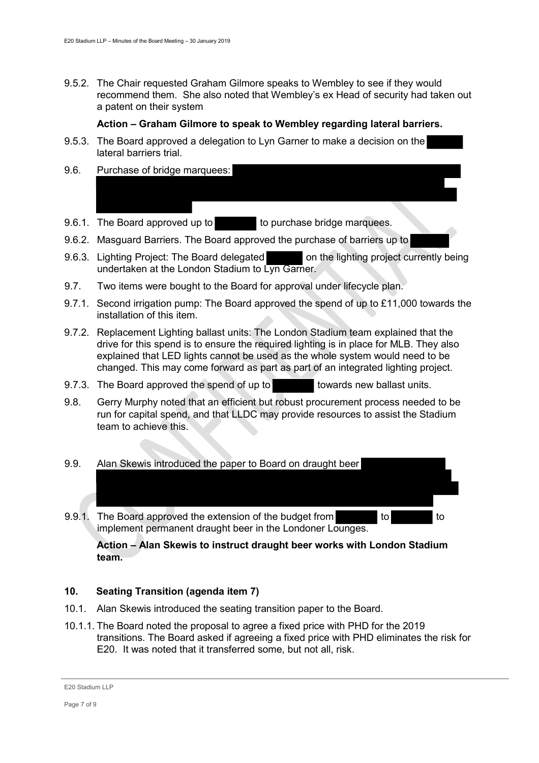9.5.2. The Chair requested Graham Gilmore speaks to Wembley to see if they would recommend them. She also noted that Wembley's ex Head of security had taken out a patent on their system

**Action – Graham Gilmore to speak to Wembley regarding lateral barriers.**

9.5.3. The Board approved a delegation to Lyn Garner to make a decision on the lateral barriers trial.

9.6. Purchase of bridge marquees:

9.6.1. The Board approved up to to purchase bridge marquees.

9.6.2. Masguard Barriers. The Board approved the purchase of barriers up to

9.6.3. Lighting Project: The Board delegated on the lighting project currently being undertaken at the London Stadium to Lyn Garner.

9.7. Two items were bought to the Board for approval under lifecycle plan.

9.7.1. Second irrigation pump: The Board approved the spend of up to £11,000 towards the installation of this item.

9.7.2. Replacement Lighting ballast units: The London Stadium team explained that the drive for this spend is to ensure the required lighting is in place for MLB. They also explained that LED lights cannot be used as the whole system would need to be changed. This may come forward as part as part of an integrated lighting project.

9.7.3. The Board approved the spend of up to towards new ballast units.

9.8. Gerry Murphy noted that an efficient but robust procurement process needed to be run for capital spend, and that LLDC may provide resources to assist the Stadium team to achieve this.

9.9. Alan Skewis introduced the paper to Board on draught beer

9.9.1. The Board approved the extension of the budget from to to implement permanent draught beer in the Londoner Lounges.

**Action – Alan Skewis to instruct draught beer works with London Stadium team.**

## 10. Seating Transition (agenda item 7)

10.1. Alan Skewis introduced the seating transition paper to the Board.

10.1.1. The Board noted the proposal to agree a fixed price with PHD for the 2019 transitions. The Board asked if agreeing a fixed price with PHD eliminates the risk for E20. It was noted that it transferred some, but not all, risk.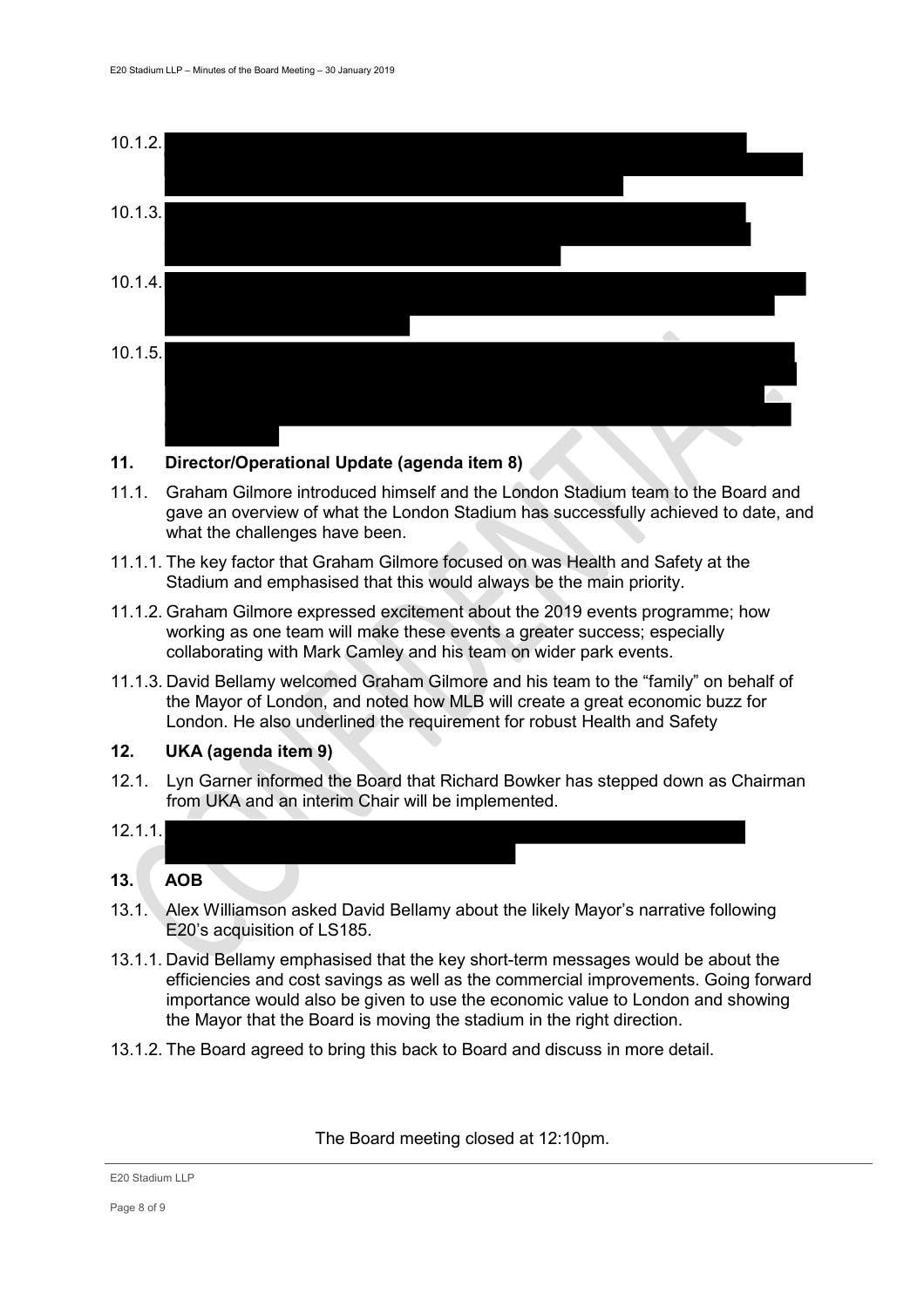10.1.2.

10.1.3.

10.1.4.

10.1.5.

## 11. Director/Operational Update (agenda item 8)

11.1. Graham Gilmore introduced himself and the London Stadium team to the Board and gave an overview of what the London Stadium has successfully achieved to date, and what the challenges have been.

11.1.1. The key factor that Graham Gilmore focused on was Health and Safety at the Stadium and emphasised that this would always be the main priority.

11.1.2. Graham Gilmore expressed excitement about the 2019 events programme; how working as one team will make these events a greater success; especially collaborating with Mark Camley and his team on wider park events.

11.1.3. David Bellamy welcomed Graham Gilmore and his team to the "family" on behalf of the Mayor of London, and noted how MLB will create a great economic buzz for London. He also underlined the requirement for robust Health and Safety

## 12. UKA (agenda item 9)

12.1. Lyn Garner informed the Board that Richard Bowker has stepped down as Chairman from UKA and an interim Chair will be implemented.

12.1.1.

## 13. AOB

13.1. Alex Williamson asked David Bellamy about the likely Mayor's narrative following E20's acquisition of LS185.

13.1.1. David Bellamy emphasised that the key short-term messages would be about the efficiencies and cost savings as well as the commercial improvements. Going forward importance would also be given to use the economic value to London and showing the Mayor that the Board is moving the stadium in the right direction.

13.1.2. The Board agreed to bring this back to Board and discuss in more detail.

The Board meeting closed at 12:10pm.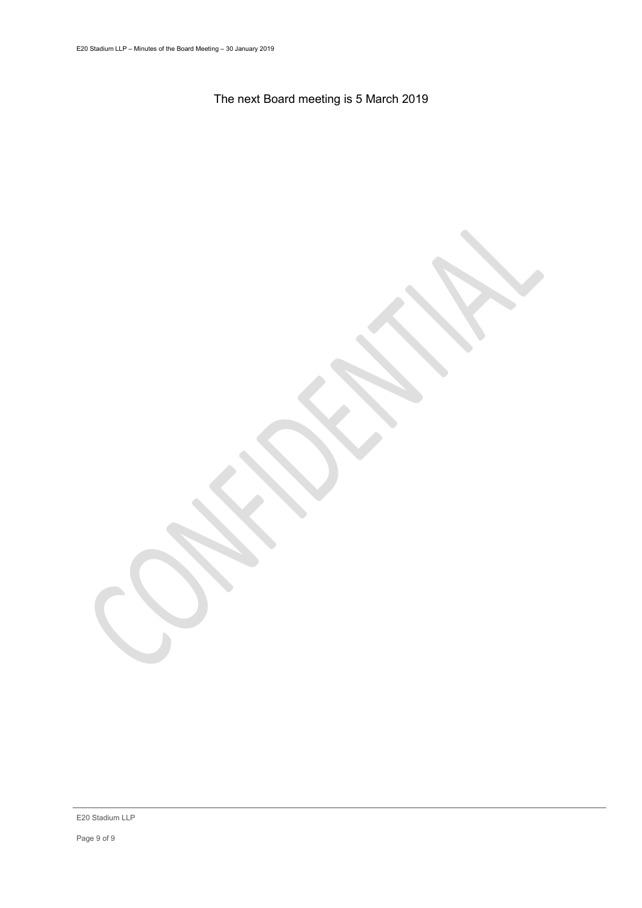The next Board meeting is 5 March 2019